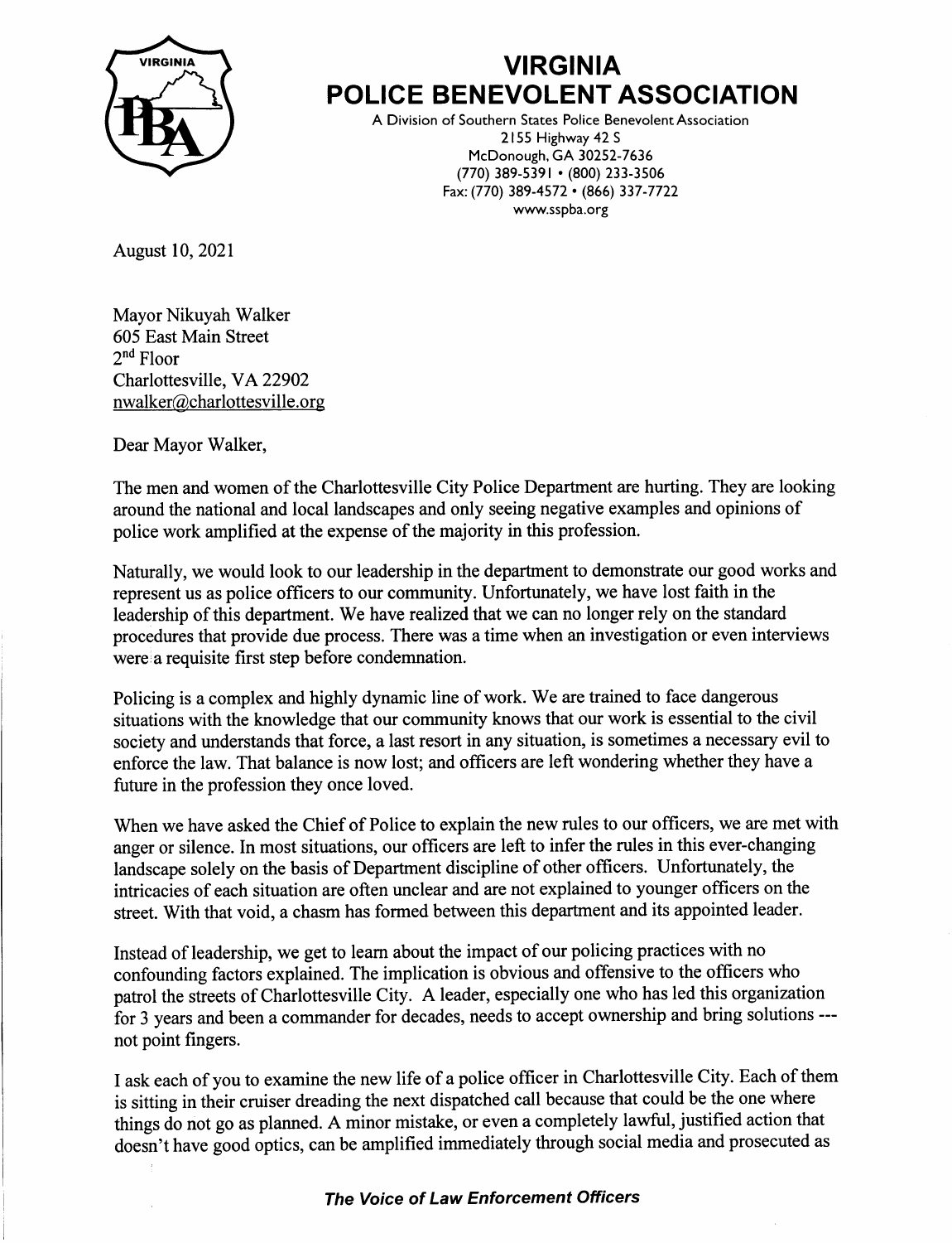# VIRGINIA POLICE BENEVOLENT ASSOCIATION

A Division of Southern States Police Benevolent Association
2155 Highway 42 S
McDonough, GA 30252-7636
(770) 389-5391 • (800) 233-3506
Fax: (770) 389-4572 • (866) 337-7722
www.sspba.org

August 10, 2021

Mayor Nikuyah Walker
605 East Main Street
2nd Floor
Charlottesville, VA 22902
nwalker@charlottesville.org

Dear Mayor Walker,

The men and women of the Charlottesville City Police Department are hurting. They are looking around the national and local landscapes and only seeing negative examples and opinions of police work amplified at the expense of the majority in this profession.

Naturally, we would look to our leadership in the department to demonstrate our good works and represent us as police officers to our community. Unfortunately, we have lost faith in the leadership of this department. We have realized that we can no longer rely on the standard procedures that provide due process. There was a time when an investigation or even interviews were a requisite first step before condemnation.

Policing is a complex and highly dynamic line of work. We are trained to face dangerous situations with the knowledge that our community knows that our work is essential to the civil society and understands that force, a last resort in any situation, is sometimes a necessary evil to enforce the law. That balance is now lost; and officers are left wondering whether they have a future in the profession they once loved.

When we have asked the Chief of Police to explain the new rules to our officers, we are met with anger or silence. In most situations, our officers are left to infer the rules in this ever-changing landscape solely on the basis of Department discipline of other officers. Unfortunately, the intricacies of each situation are often unclear and are not explained to younger officers on the street. With that void, a chasm has formed between this department and its appointed leader.

Instead of leadership, we get to learn about the impact of our policing practices with no confounding factors explained. The implication is obvious and offensive to the officers who patrol the streets of Charlottesville City. A leader, especially one who has led this organization for 3 years and been a commander for decades, needs to accept ownership and bring solutions --- not point fingers.

I ask each of you to examine the new life of a police officer in Charlottesville City. Each of them is sitting in their cruiser dreading the next dispatched call because that could be the one where things do not go as planned. A minor mistake, or even a completely lawful, justified action that doesn't have good optics, can be amplified immediately through social media and prosecuted as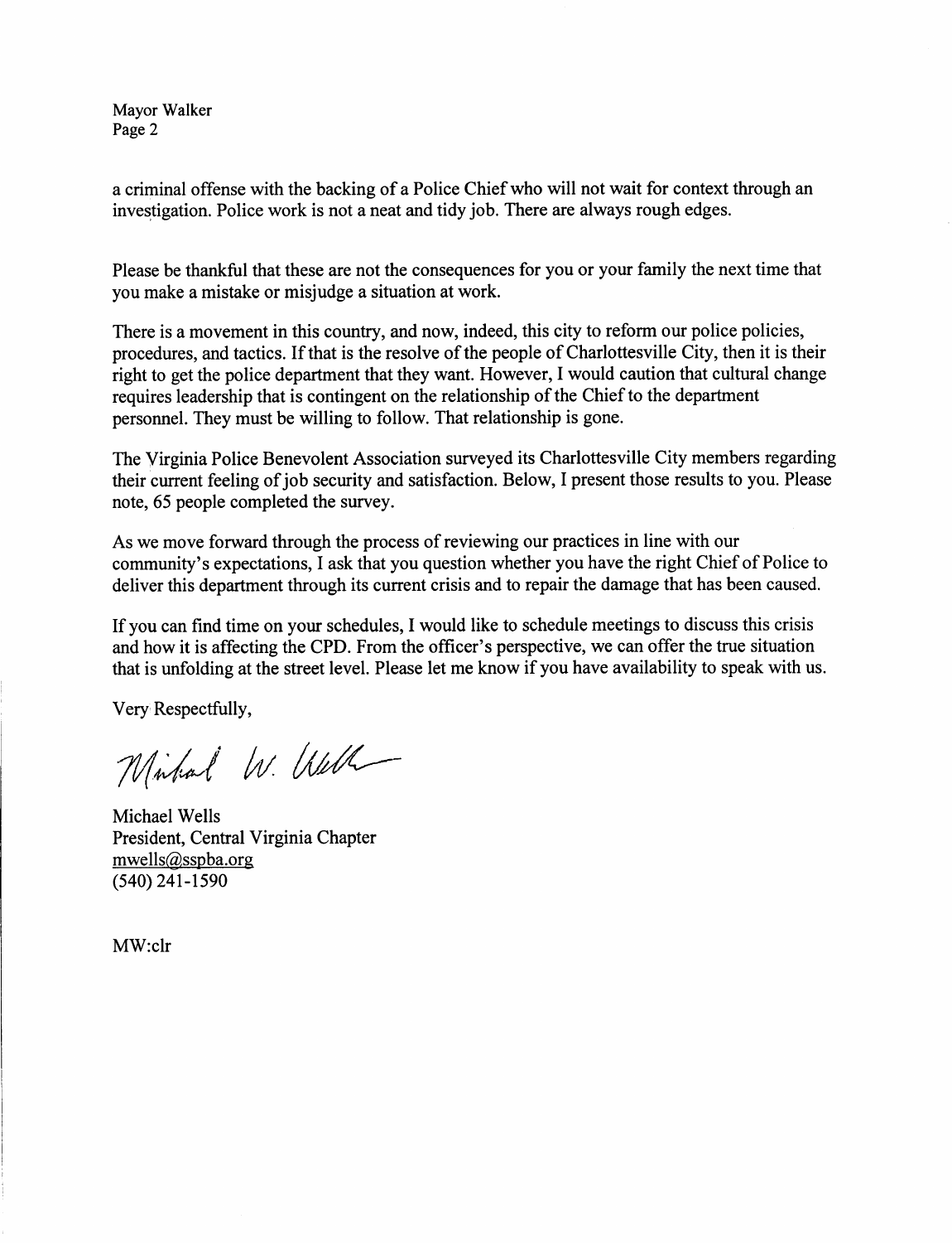a criminal offense with the backing of a Police Chief who will not wait for context through an investigation. Police work is not a neat and tidy job. There are always rough edges.

Please be thankful that these are not the consequences for you or your family the next time that you make a mistake or misjudge a situation at work.

There is a movement in this country, and now, indeed, this city to reform our police policies, procedures, and tactics. If that is the resolve of the people of Charlottesville City, then it is their right to get the police department that they want. However, I would caution that cultural change requires leadership that is contingent on the relationship of the Chief to the department personnel. They must be willing to follow. That relationship is gone.

The Virginia Police Benevolent Association surveyed its Charlottesville City members regarding their current feeling of job security and satisfaction. Below, I present those results to you. Please note, 65 people completed the survey.

As we move forward through the process of reviewing our practices in line with our community's expectations, I ask that you question whether you have the right Chief of Police to deliver this department through its current crisis and to repair the damage that has been caused.

If you can find time on your schedules, I would like to schedule meetings to discuss this crisis and how it is affecting the CPD. From the officer's perspective, we can offer the true situation that is unfolding at the street level. Please let me know if you have availability to speak with us.

Very Respectfully,

Michael W. Wells

Michael Wells
President, Central Virginia Chapter
mwells@sspba.org
(540) 241-1590

MW:clr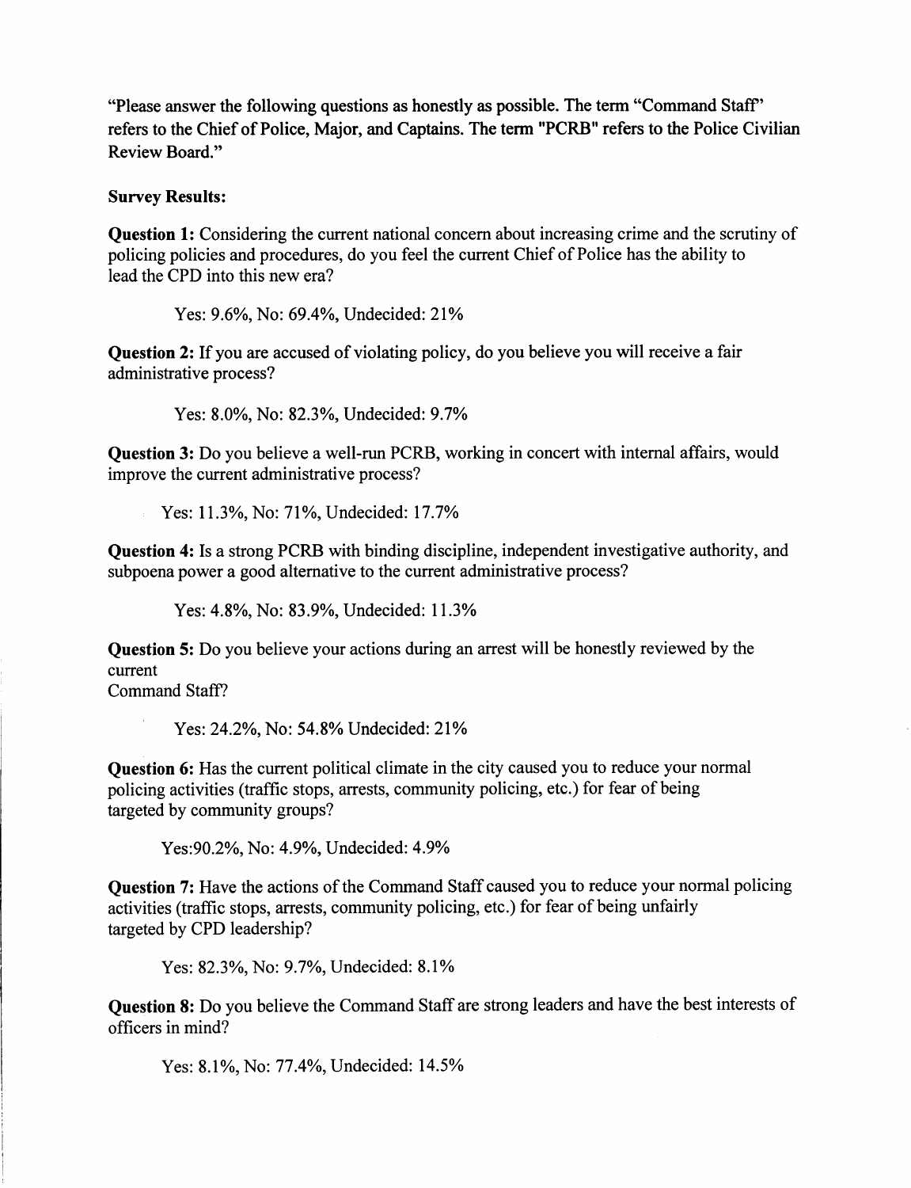"Please answer the following questions as honestly as possible. The term "Command Staff" refers to the Chief of Police, Major, and Captains. The term "PCRB" refers to the Police Civilian Review Board."

**Survey Results:**

**Question 1:** Considering the current national concern about increasing crime and the scrutiny of policing policies and procedures, do you feel the current Chief of Police has the ability to lead the CPD into this new era?

Yes: 9.6%, No: 69.4%, Undecided: 21%

**Question 2:** If you are accused of violating policy, do you believe you will receive a fair administrative process?

Yes: 8.0%, No: 82.3%, Undecided: 9.7%

**Question 3:** Do you believe a well-run PCRB, working in concert with internal affairs, would improve the current administrative process?

Yes: 11.3%, No: 71%, Undecided: 17.7%

**Question 4:** Is a strong PCRB with binding discipline, independent investigative authority, and subpoena power a good alternative to the current administrative process?

Yes: 4.8%, No: 83.9%, Undecided: 11.3%

**Question 5:** Do you believe your actions during an arrest will be honestly reviewed by the current Command Staff?

Yes: 24.2%, No: 54.8% Undecided: 21%

**Question 6:** Has the current political climate in the city caused you to reduce your normal policing activities (traffic stops, arrests, community policing, etc.) for fear of being targeted by community groups?

Yes:90.2%, No: 4.9%, Undecided: 4.9%

**Question 7:** Have the actions of the Command Staff caused you to reduce your normal policing activities (traffic stops, arrests, community policing, etc.) for fear of being unfairly targeted by CPD leadership?

Yes: 82.3%, No: 9.7%, Undecided: 8.1%

**Question 8:** Do you believe the Command Staff are strong leaders and have the best interests of officers in mind?

Yes: 8.1%, No: 77.4%, Undecided: 14.5%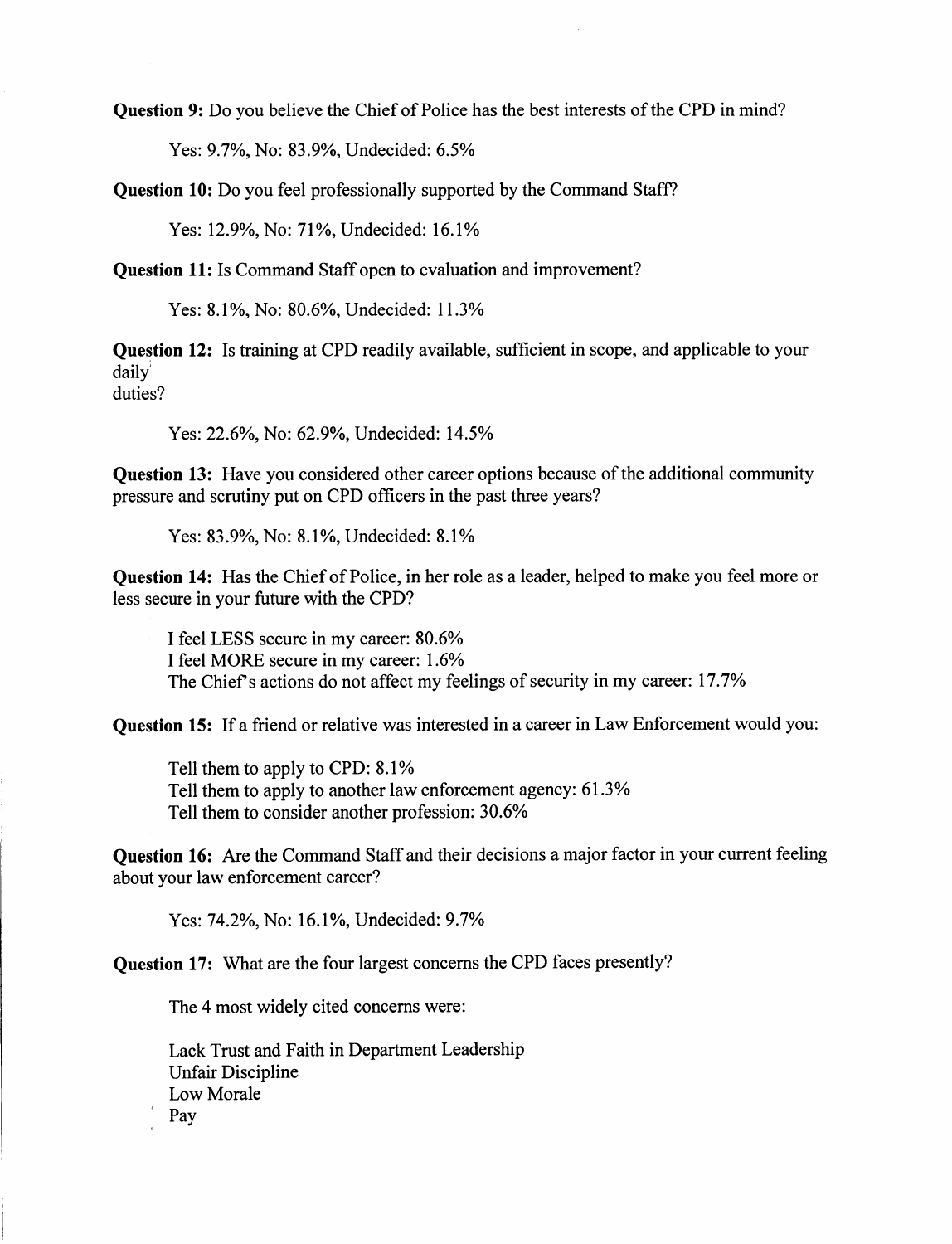**Question 9:** Do you believe the Chief of Police has the best interests of the CPD in mind?

Yes: 9.7%, No: 83.9%, Undecided: 6.5%

**Question 10:** Do you feel professionally supported by the Command Staff?

Yes: 12.9%, No: 71%, Undecided: 16.1%

**Question 11:** Is Command Staff open to evaluation and improvement?

Yes: 8.1%, No: 80.6%, Undecided: 11.3%

**Question 12:** Is training at CPD readily available, sufficient in scope, and applicable to your daily duties?

Yes: 22.6%, No: 62.9%, Undecided: 14.5%

**Question 13:** Have you considered other career options because of the additional community pressure and scrutiny put on CPD officers in the past three years?

Yes: 83.9%, No: 8.1%, Undecided: 8.1%

**Question 14:** Has the Chief of Police, in her role as a leader, helped to make you feel more or less secure in your future with the CPD?

I feel LESS secure in my career: 80.6%
I feel MORE secure in my career: 1.6%
The Chief's actions do not affect my feelings of security in my career: 17.7%

**Question 15:** If a friend or relative was interested in a career in Law Enforcement would you:

Tell them to apply to CPD: 8.1%
Tell them to apply to another law enforcement agency: 61.3%
Tell them to consider another profession: 30.6%

**Question 16:** Are the Command Staff and their decisions a major factor in your current feeling about your law enforcement career?

Yes: 74.2%, No: 16.1%, Undecided: 9.7%

**Question 17:** What are the four largest concerns the CPD faces presently?

The 4 most widely cited concerns were:

Lack Trust and Faith in Department Leadership
Unfair Discipline
Low Morale
Pay